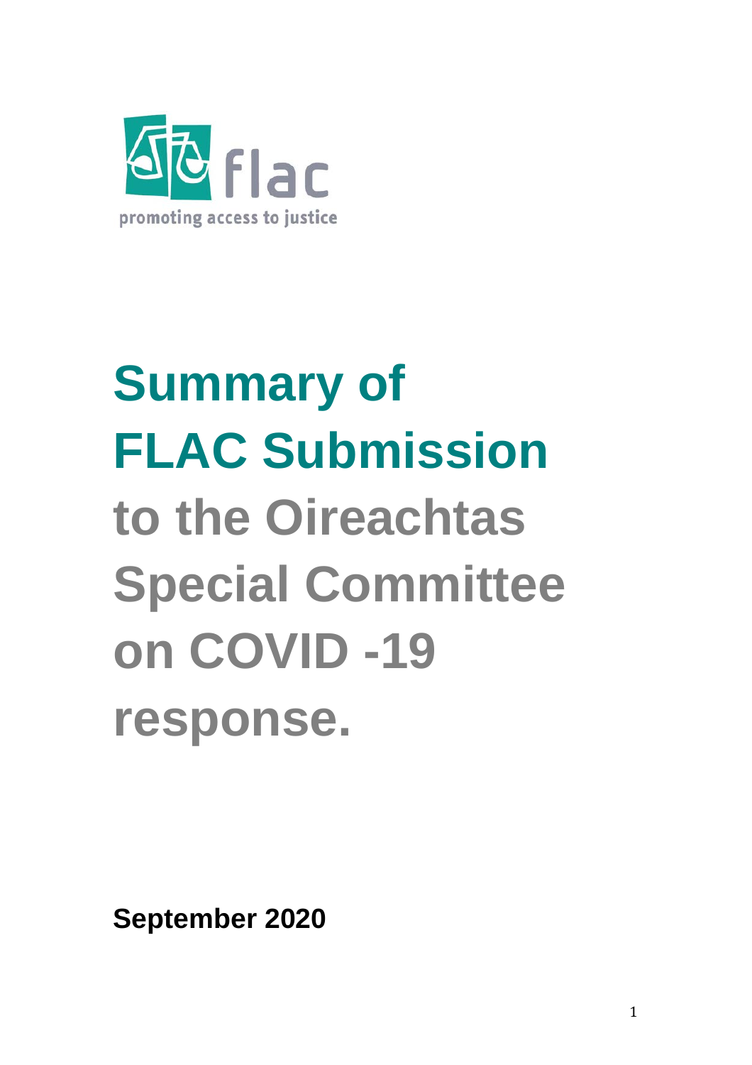flac

promoting access to justice

# Summary of FLAC Submission to the Oireachtas Special Committee on COVID -19 response.

**September 2020**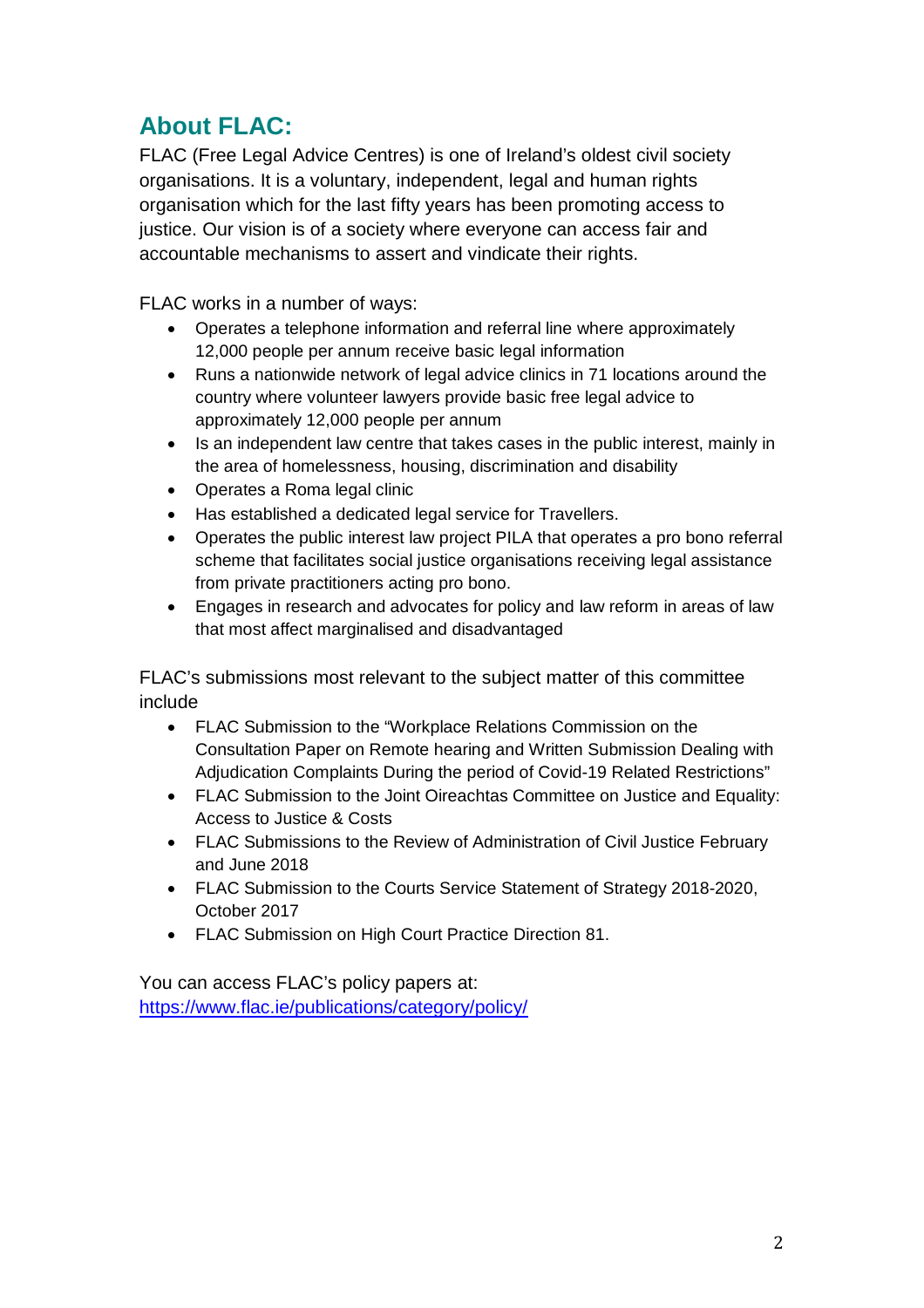## About FLAC:

FLAC (Free Legal Advice Centres) is one of Ireland's oldest civil society organisations. It is a voluntary, independent, legal and human rights organisation which for the last fifty years has been promoting access to justice. Our vision is of a society where everyone can access fair and accountable mechanisms to assert and vindicate their rights.

FLAC works in a number of ways:

- Operates a telephone information and referral line where approximately 12,000 people per annum receive basic legal information
- Runs a nationwide network of legal advice clinics in 71 locations around the country where volunteer lawyers provide basic free legal advice to approximately 12,000 people per annum
- Is an independent law centre that takes cases in the public interest, mainly in the area of homelessness, housing, discrimination and disability
- Operates a Roma legal clinic
- Has established a dedicated legal service for Travellers.
- Operates the public interest law project PILA that operates a pro bono referral scheme that facilitates social justice organisations receiving legal assistance from private practitioners acting pro bono.
- Engages in research and advocates for policy and law reform in areas of law that most affect marginalised and disadvantaged

FLAC's submissions most relevant to the subject matter of this committee include

- FLAC Submission to the "Workplace Relations Commission on the Consultation Paper on Remote hearing and Written Submission Dealing with Adjudication Complaints During the period of Covid-19 Related Restrictions"
- FLAC Submission to the Joint Oireachtas Committee on Justice and Equality: Access to Justice & Costs
- FLAC Submissions to the Review of Administration of Civil Justice February and June 2018
- FLAC Submission to the Courts Service Statement of Strategy 2018-2020, October 2017
- FLAC Submission on High Court Practice Direction 81.

You can access FLAC's policy papers at:
https://www.flac.ie/publications/category/policy/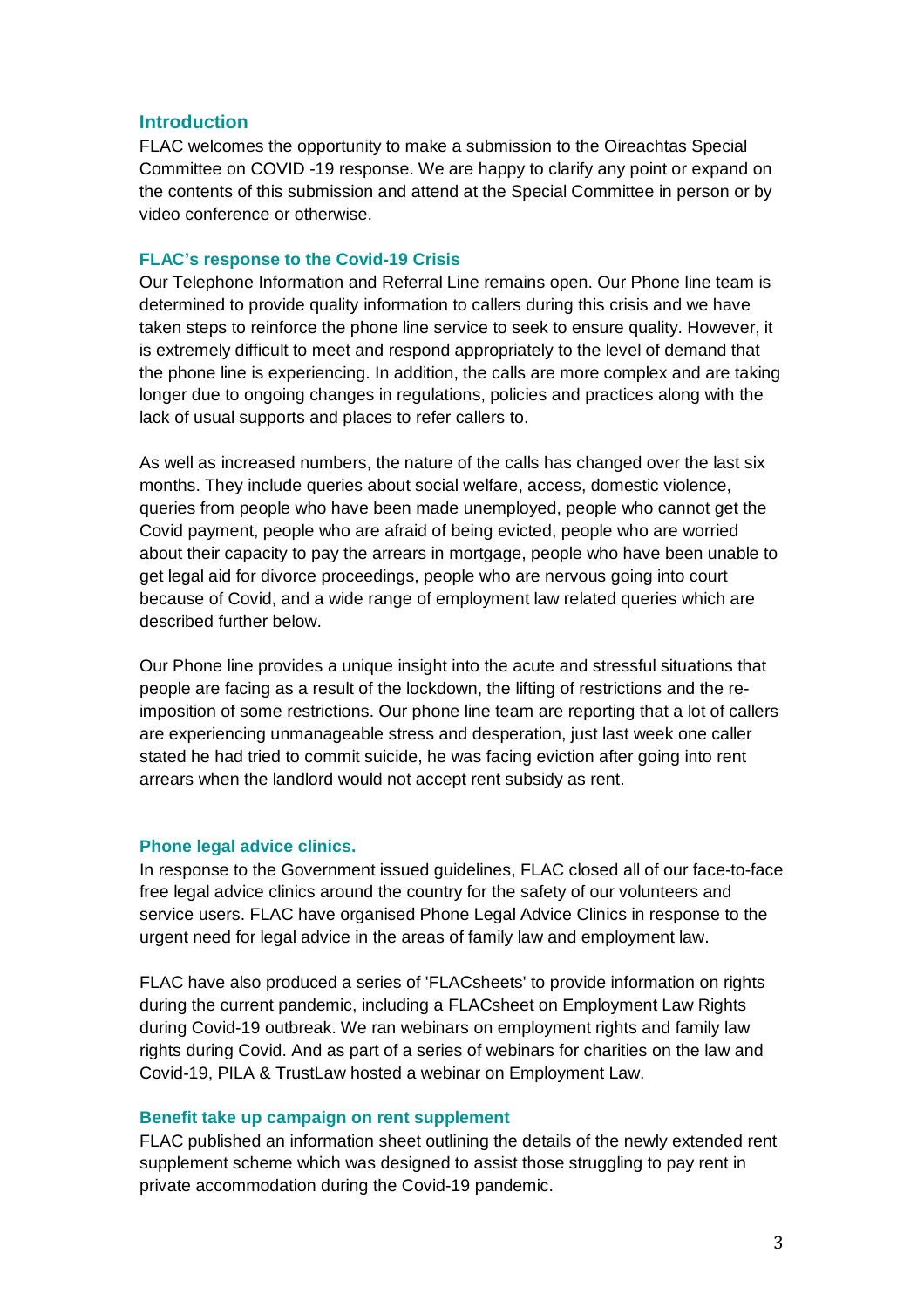## Introduction

FLAC welcomes the opportunity to make a submission to the Oireachtas Special Committee on COVID -19 response. We are happy to clarify any point or expand on the contents of this submission and attend at the Special Committee in person or by video conference or otherwise.

### FLAC's response to the Covid-19 Crisis

Our Telephone Information and Referral Line remains open. Our Phone line team is determined to provide quality information to callers during this crisis and we have taken steps to reinforce the phone line service to seek to ensure quality. However, it is extremely difficult to meet and respond appropriately to the level of demand that the phone line is experiencing. In addition, the calls are more complex and are taking longer due to ongoing changes in regulations, policies and practices along with the lack of usual supports and places to refer callers to.

As well as increased numbers, the nature of the calls has changed over the last six months. They include queries about social welfare, access, domestic violence, queries from people who have been made unemployed, people who cannot get the Covid payment, people who are afraid of being evicted, people who are worried about their capacity to pay the arrears in mortgage, people who have been unable to get legal aid for divorce proceedings, people who are nervous going into court because of Covid, and a wide range of employment law related queries which are described further below.

Our Phone line provides a unique insight into the acute and stressful situations that people are facing as a result of the lockdown, the lifting of restrictions and the re-imposition of some restrictions. Our phone line team are reporting that a lot of callers are experiencing unmanageable stress and desperation, just last week one caller stated he had tried to commit suicide, he was facing eviction after going into rent arrears when the landlord would not accept rent subsidy as rent.

### Phone legal advice clinics.

In response to the Government issued guidelines, FLAC closed all of our face-to-face free legal advice clinics around the country for the safety of our volunteers and service users. FLAC have organised Phone Legal Advice Clinics in response to the urgent need for legal advice in the areas of family law and employment law.

FLAC have also produced a series of 'FLACsheets' to provide information on rights during the current pandemic, including a FLACsheet on Employment Law Rights during Covid-19 outbreak. We ran webinars on employment rights and family law rights during Covid. And as part of a series of webinars for charities on the law and Covid-19, PILA & TrustLaw hosted a webinar on Employment Law.

### Benefit take up campaign on rent supplement

FLAC published an information sheet outlining the details of the newly extended rent supplement scheme which was designed to assist those struggling to pay rent in private accommodation during the Covid-19 pandemic.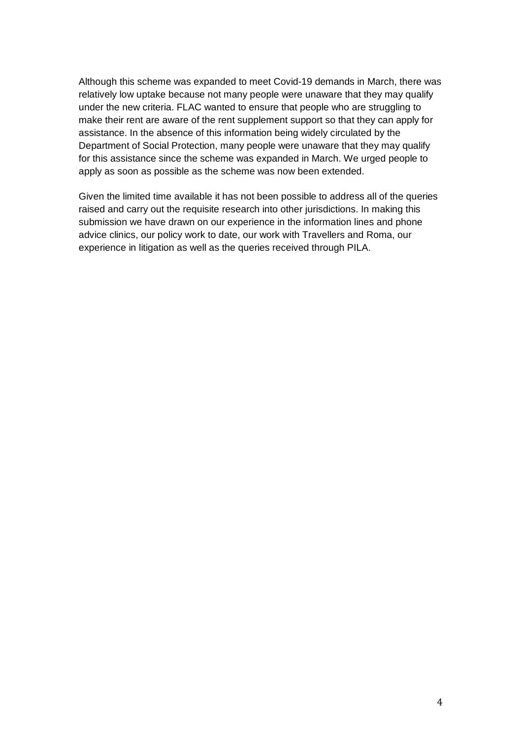Although this scheme was expanded to meet Covid-19 demands in March, there was relatively low uptake because not many people were unaware that they may qualify under the new criteria. FLAC wanted to ensure that people who are struggling to make their rent are aware of the rent supplement support so that they can apply for assistance. In the absence of this information being widely circulated by the Department of Social Protection, many people were unaware that they may qualify for this assistance since the scheme was expanded in March. We urged people to apply as soon as possible as the scheme was now been extended.

Given the limited time available it has not been possible to address all of the queries raised and carry out the requisite research into other jurisdictions. In making this submission we have drawn on our experience in the information lines and phone advice clinics, our policy work to date, our work with Travellers and Roma, our experience in litigation as well as the queries received through PILA.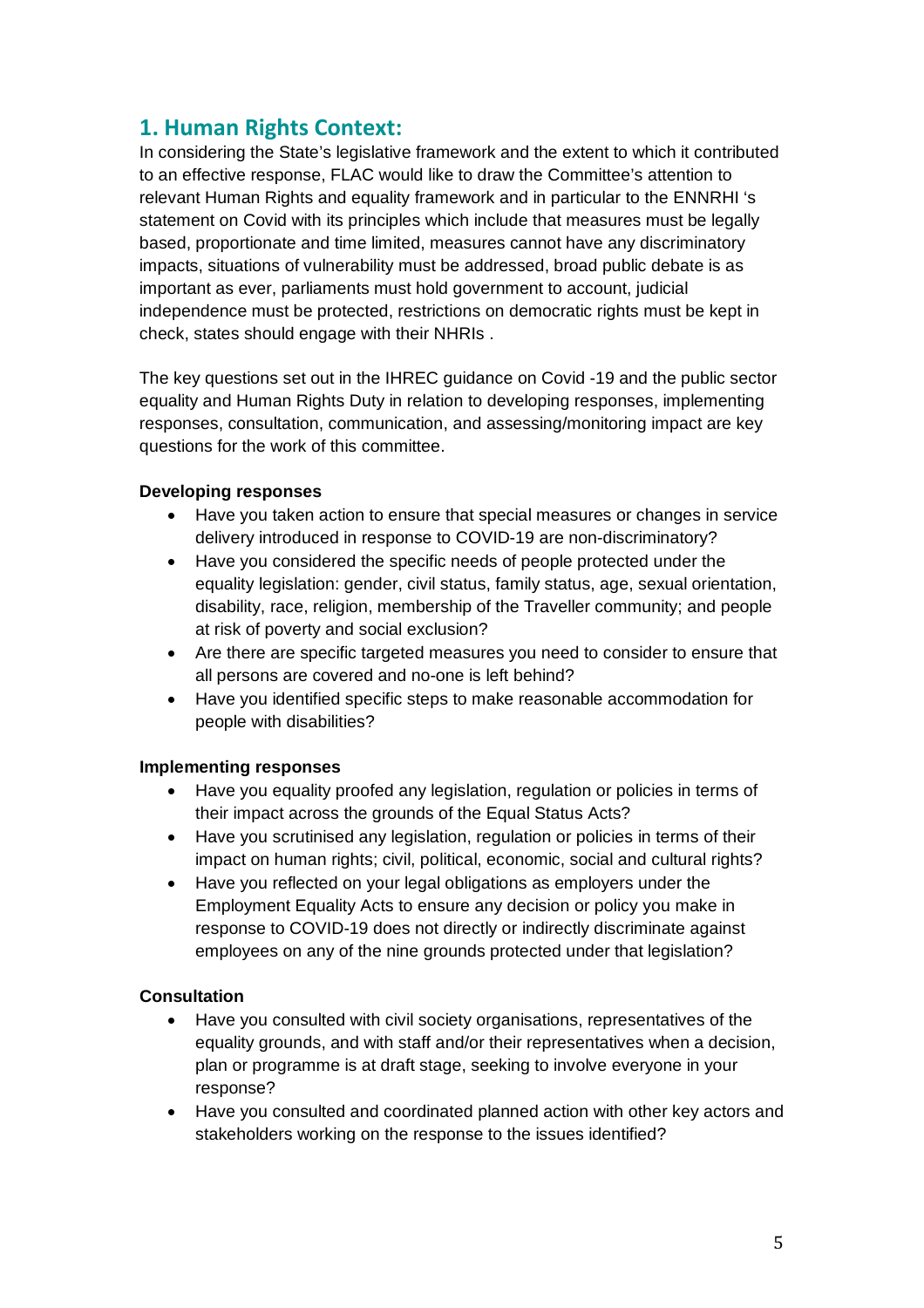## 1. Human Rights Context:

In considering the State's legislative framework and the extent to which it contributed to an effective response, FLAC would like to draw the Committee's attention to relevant Human Rights and equality framework and in particular to the ENNRHI 's statement on Covid with its principles which include that measures must be legally based, proportionate and time limited, measures cannot have any discriminatory impacts, situations of vulnerability must be addressed, broad public debate is as important as ever, parliaments must hold government to account, judicial independence must be protected, restrictions on democratic rights must be kept in check, states should engage with their NHRIs .

The key questions set out in the IHREC guidance on Covid -19 and the public sector equality and Human Rights Duty in relation to developing responses, implementing responses, consultation, communication, and assessing/monitoring impact are key questions for the work of this committee.

**Developing responses**

- Have you taken action to ensure that special measures or changes in service delivery introduced in response to COVID-19 are non-discriminatory?
- Have you considered the specific needs of people protected under the equality legislation: gender, civil status, family status, age, sexual orientation, disability, race, religion, membership of the Traveller community; and people at risk of poverty and social exclusion?
- Are there are specific targeted measures you need to consider to ensure that all persons are covered and no-one is left behind?
- Have you identified specific steps to make reasonable accommodation for people with disabilities?

**Implementing responses**

- Have you equality proofed any legislation, regulation or policies in terms of their impact across the grounds of the Equal Status Acts?
- Have you scrutinised any legislation, regulation or policies in terms of their impact on human rights; civil, political, economic, social and cultural rights?
- Have you reflected on your legal obligations as employers under the Employment Equality Acts to ensure any decision or policy you make in response to COVID-19 does not directly or indirectly discriminate against employees on any of the nine grounds protected under that legislation?

**Consultation**

- Have you consulted with civil society organisations, representatives of the equality grounds, and with staff and/or their representatives when a decision, plan or programme is at draft stage, seeking to involve everyone in your response?
- Have you consulted and coordinated planned action with other key actors and stakeholders working on the response to the issues identified?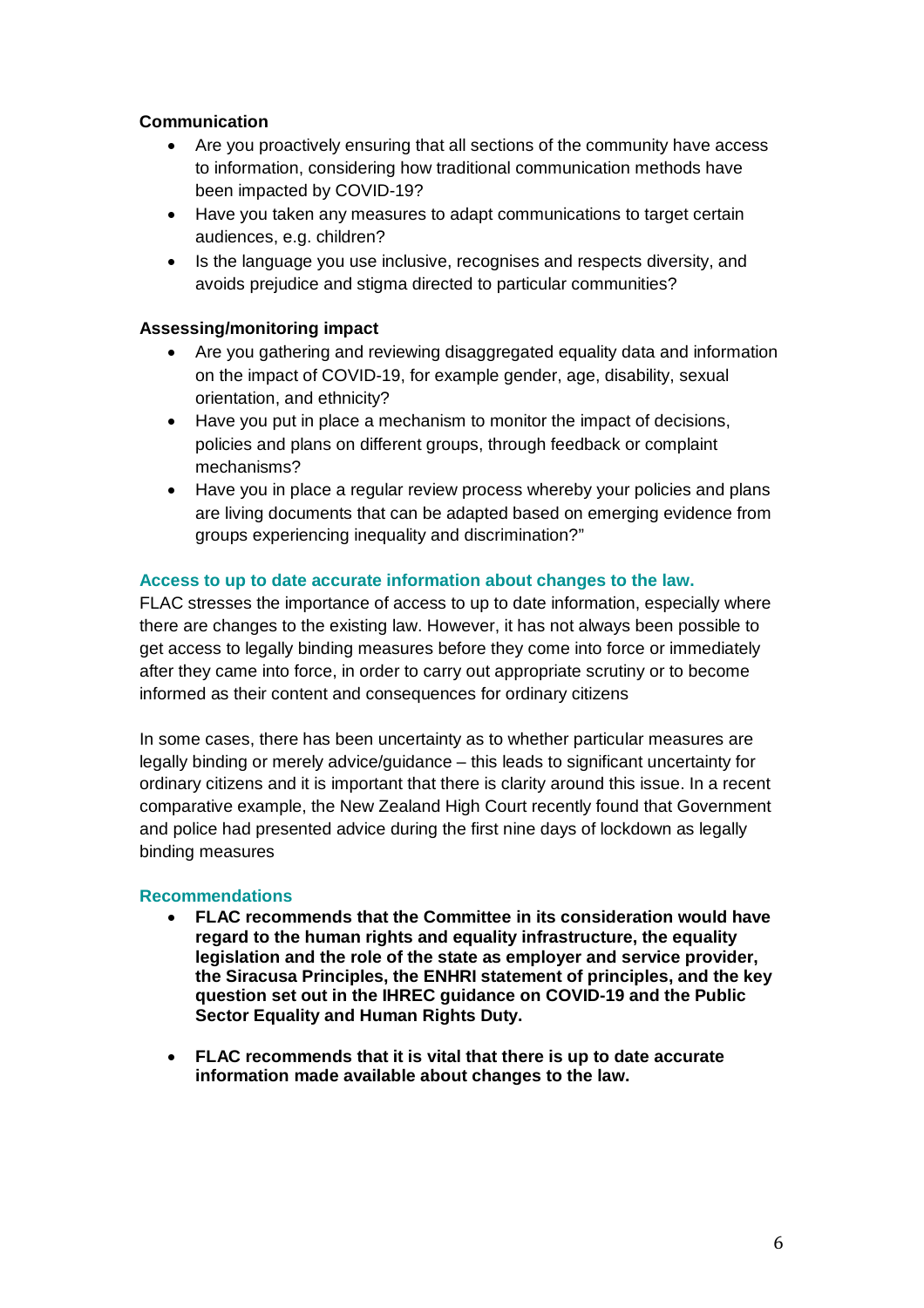**Communication**

- Are you proactively ensuring that all sections of the community have access to information, considering how traditional communication methods have been impacted by COVID-19?
- Have you taken any measures to adapt communications to target certain audiences, e.g. children?
- Is the language you use inclusive, recognises and respects diversity, and avoids prejudice and stigma directed to particular communities?

**Assessing/monitoring impact**

- Are you gathering and reviewing disaggregated equality data and information on the impact of COVID-19, for example gender, age, disability, sexual orientation, and ethnicity?
- Have you put in place a mechanism to monitor the impact of decisions, policies and plans on different groups, through feedback or complaint mechanisms?
- Have you in place a regular review process whereby your policies and plans are living documents that can be adapted based on emerging evidence from groups experiencing inequality and discrimination?"

### Access to up to date accurate information about changes to the law.

FLAC stresses the importance of access to up to date information, especially where there are changes to the existing law. However, it has not always been possible to get access to legally binding measures before they come into force or immediately after they came into force, in order to carry out appropriate scrutiny or to become informed as their content and consequences for ordinary citizens

In some cases, there has been uncertainty as to whether particular measures are legally binding or merely advice/guidance – this leads to significant uncertainty for ordinary citizens and it is important that there is clarity around this issue. In a recent comparative example, the New Zealand High Court recently found that Government and police had presented advice during the first nine days of lockdown as legally binding measures

### Recommendations

- **FLAC recommends that the Committee in its consideration would have regard to the human rights and equality infrastructure, the equality legislation and the role of the state as employer and service provider, the Siracusa Principles, the ENHRI statement of principles, and the key question set out in the IHREC guidance on COVID-19 and the Public Sector Equality and Human Rights Duty.**

- **FLAC recommends that it is vital that there is up to date accurate information made available about changes to the law.**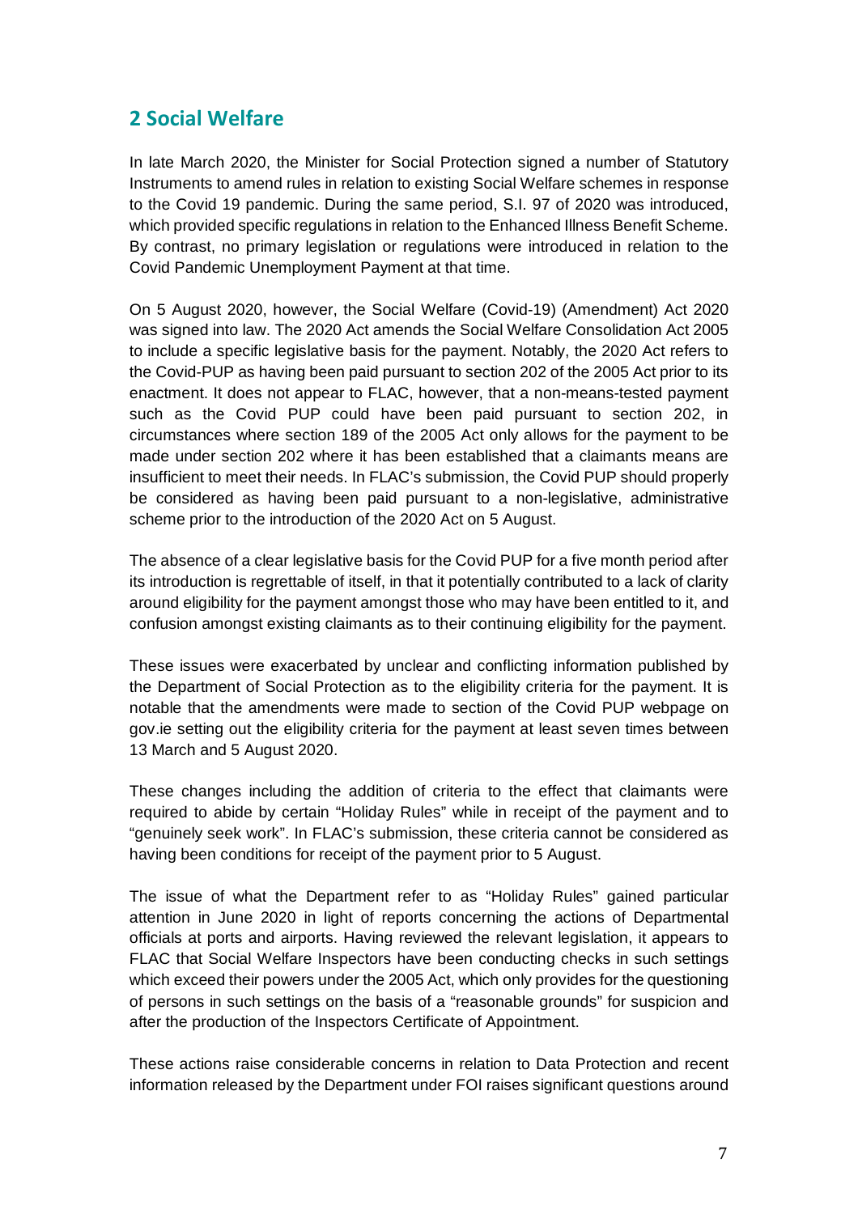## 2 Social Welfare

In late March 2020, the Minister for Social Protection signed a number of Statutory Instruments to amend rules in relation to existing Social Welfare schemes in response to the Covid 19 pandemic. During the same period, S.I. 97 of 2020 was introduced, which provided specific regulations in relation to the Enhanced Illness Benefit Scheme. By contrast, no primary legislation or regulations were introduced in relation to the Covid Pandemic Unemployment Payment at that time.

On 5 August 2020, however, the Social Welfare (Covid-19) (Amendment) Act 2020 was signed into law. The 2020 Act amends the Social Welfare Consolidation Act 2005 to include a specific legislative basis for the payment. Notably, the 2020 Act refers to the Covid-PUP as having been paid pursuant to section 202 of the 2005 Act prior to its enactment. It does not appear to FLAC, however, that a non-means-tested payment such as the Covid PUP could have been paid pursuant to section 202, in circumstances where section 189 of the 2005 Act only allows for the payment to be made under section 202 where it has been established that a claimants means are insufficient to meet their needs. In FLAC's submission, the Covid PUP should properly be considered as having been paid pursuant to a non-legislative, administrative scheme prior to the introduction of the 2020 Act on 5 August.

The absence of a clear legislative basis for the Covid PUP for a five month period after its introduction is regrettable of itself, in that it potentially contributed to a lack of clarity around eligibility for the payment amongst those who may have been entitled to it, and confusion amongst existing claimants as to their continuing eligibility for the payment.

These issues were exacerbated by unclear and conflicting information published by the Department of Social Protection as to the eligibility criteria for the payment. It is notable that the amendments were made to section of the Covid PUP webpage on gov.ie setting out the eligibility criteria for the payment at least seven times between 13 March and 5 August 2020.

These changes including the addition of criteria to the effect that claimants were required to abide by certain "Holiday Rules" while in receipt of the payment and to "genuinely seek work". In FLAC's submission, these criteria cannot be considered as having been conditions for receipt of the payment prior to 5 August.

The issue of what the Department refer to as "Holiday Rules" gained particular attention in June 2020 in light of reports concerning the actions of Departmental officials at ports and airports. Having reviewed the relevant legislation, it appears to FLAC that Social Welfare Inspectors have been conducting checks in such settings which exceed their powers under the 2005 Act, which only provides for the questioning of persons in such settings on the basis of a "reasonable grounds" for suspicion and after the production of the Inspectors Certificate of Appointment.

These actions raise considerable concerns in relation to Data Protection and recent information released by the Department under FOI raises significant questions around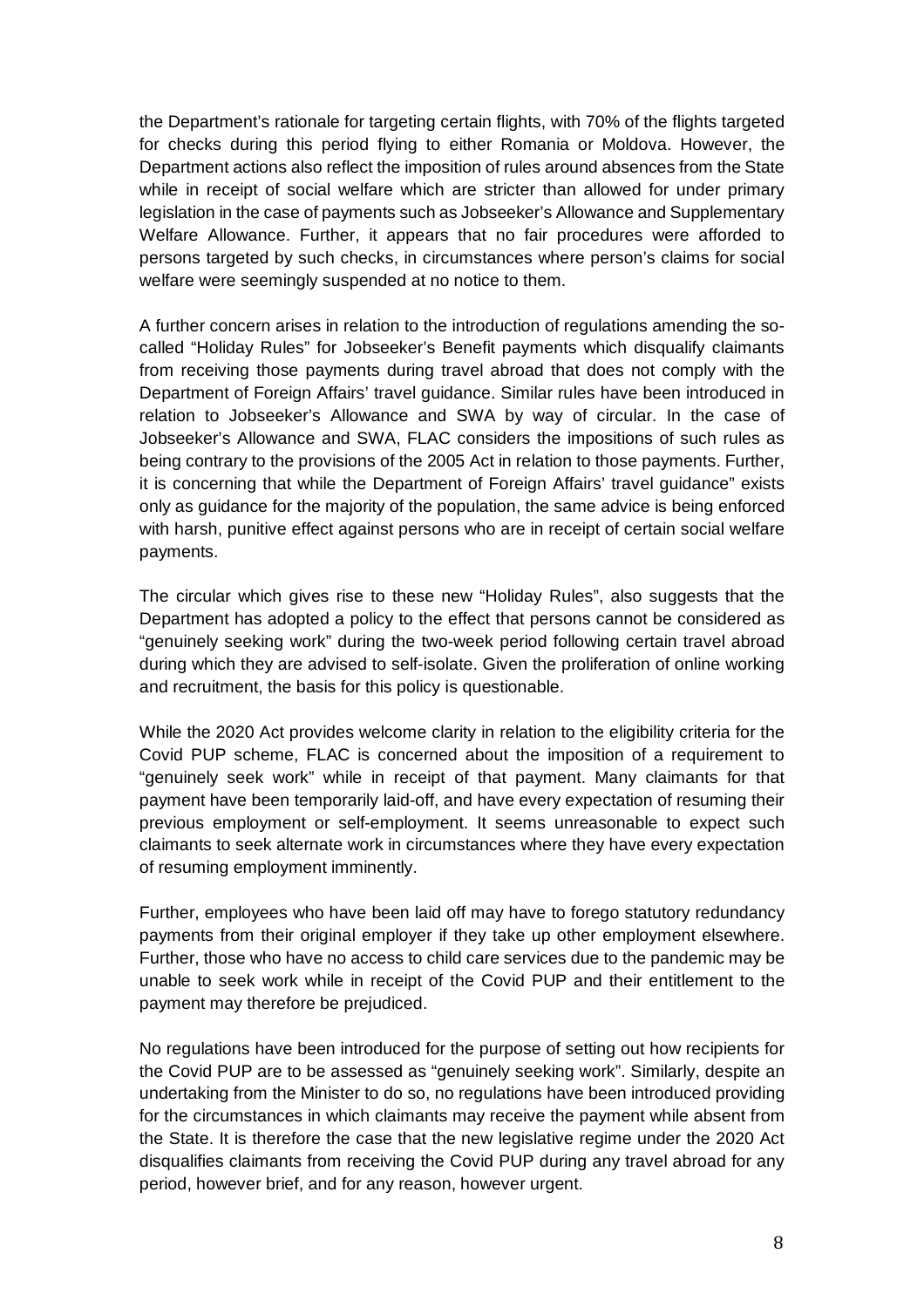the Department's rationale for targeting certain flights, with 70% of the flights targeted for checks during this period flying to either Romania or Moldova. However, the Department actions also reflect the imposition of rules around absences from the State while in receipt of social welfare which are stricter than allowed for under primary legislation in the case of payments such as Jobseeker's Allowance and Supplementary Welfare Allowance. Further, it appears that no fair procedures were afforded to persons targeted by such checks, in circumstances where person's claims for social welfare were seemingly suspended at no notice to them.

A further concern arises in relation to the introduction of regulations amending the so-called "Holiday Rules" for Jobseeker's Benefit payments which disqualify claimants from receiving those payments during travel abroad that does not comply with the Department of Foreign Affairs' travel guidance. Similar rules have been introduced in relation to Jobseeker's Allowance and SWA by way of circular. In the case of Jobseeker's Allowance and SWA, FLAC considers the impositions of such rules as being contrary to the provisions of the 2005 Act in relation to those payments. Further, it is concerning that while the Department of Foreign Affairs' travel guidance" exists only as guidance for the majority of the population, the same advice is being enforced with harsh, punitive effect against persons who are in receipt of certain social welfare payments.

The circular which gives rise to these new "Holiday Rules", also suggests that the Department has adopted a policy to the effect that persons cannot be considered as "genuinely seeking work" during the two-week period following certain travel abroad during which they are advised to self-isolate. Given the proliferation of online working and recruitment, the basis for this policy is questionable.

While the 2020 Act provides welcome clarity in relation to the eligibility criteria for the Covid PUP scheme, FLAC is concerned about the imposition of a requirement to "genuinely seek work" while in receipt of that payment. Many claimants for that payment have been temporarily laid-off, and have every expectation of resuming their previous employment or self-employment. It seems unreasonable to expect such claimants to seek alternate work in circumstances where they have every expectation of resuming employment imminently.

Further, employees who have been laid off may have to forego statutory redundancy payments from their original employer if they take up other employment elsewhere. Further, those who have no access to child care services due to the pandemic may be unable to seek work while in receipt of the Covid PUP and their entitlement to the payment may therefore be prejudiced.

No regulations have been introduced for the purpose of setting out how recipients for the Covid PUP are to be assessed as "genuinely seeking work". Similarly, despite an undertaking from the Minister to do so, no regulations have been introduced providing for the circumstances in which claimants may receive the payment while absent from the State. It is therefore the case that the new legislative regime under the 2020 Act disqualifies claimants from receiving the Covid PUP during any travel abroad for any period, however brief, and for any reason, however urgent.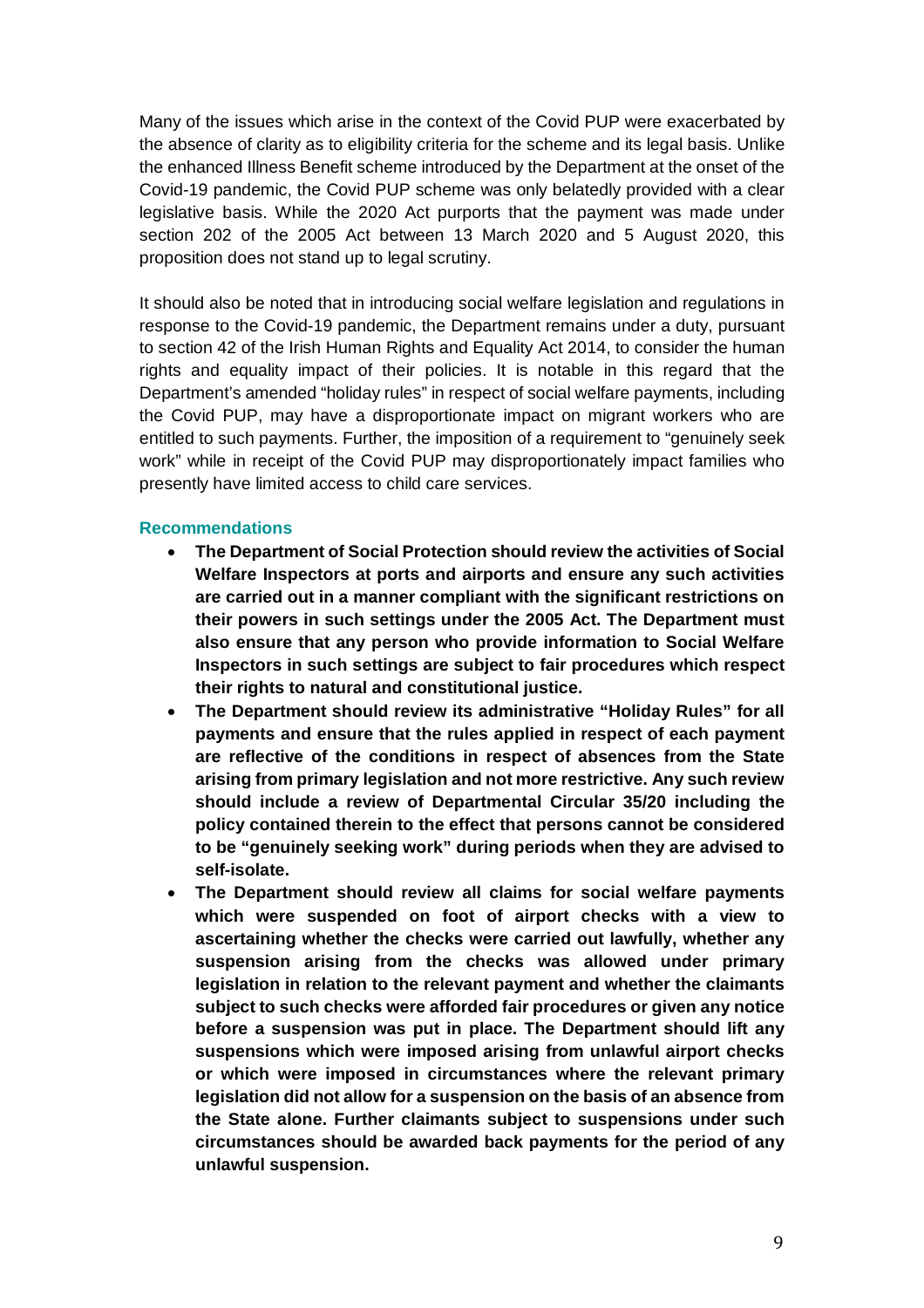Many of the issues which arise in the context of the Covid PUP were exacerbated by the absence of clarity as to eligibility criteria for the scheme and its legal basis. Unlike the enhanced Illness Benefit scheme introduced by the Department at the onset of the Covid-19 pandemic, the Covid PUP scheme was only belatedly provided with a clear legislative basis. While the 2020 Act purports that the payment was made under section 202 of the 2005 Act between 13 March 2020 and 5 August 2020, this proposition does not stand up to legal scrutiny.

It should also be noted that in introducing social welfare legislation and regulations in response to the Covid-19 pandemic, the Department remains under a duty, pursuant to section 42 of the Irish Human Rights and Equality Act 2014, to consider the human rights and equality impact of their policies. It is notable in this regard that the Department's amended "holiday rules" in respect of social welfare payments, including the Covid PUP, may have a disproportionate impact on migrant workers who are entitled to such payments. Further, the imposition of a requirement to "genuinely seek work" while in receipt of the Covid PUP may disproportionately impact families who presently have limited access to child care services.

### Recommendations

- **The Department of Social Protection should review the activities of Social Welfare Inspectors at ports and airports and ensure any such activities are carried out in a manner compliant with the significant restrictions on their powers in such settings under the 2005 Act. The Department must also ensure that any person who provide information to Social Welfare Inspectors in such settings are subject to fair procedures which respect their rights to natural and constitutional justice.**
- **The Department should review its administrative "Holiday Rules" for all payments and ensure that the rules applied in respect of each payment are reflective of the conditions in respect of absences from the State arising from primary legislation and not more restrictive. Any such review should include a review of Departmental Circular 35/20 including the policy contained therein to the effect that persons cannot be considered to be "genuinely seeking work" during periods when they are advised to self-isolate.**
- **The Department should review all claims for social welfare payments which were suspended on foot of airport checks with a view to ascertaining whether the checks were carried out lawfully, whether any suspension arising from the checks was allowed under primary legislation in relation to the relevant payment and whether the claimants subject to such checks were afforded fair procedures or given any notice before a suspension was put in place. The Department should lift any suspensions which were imposed arising from unlawful airport checks or which were imposed in circumstances where the relevant primary legislation did not allow for a suspension on the basis of an absence from the State alone. Further claimants subject to suspensions under such circumstances should be awarded back payments for the period of any unlawful suspension.**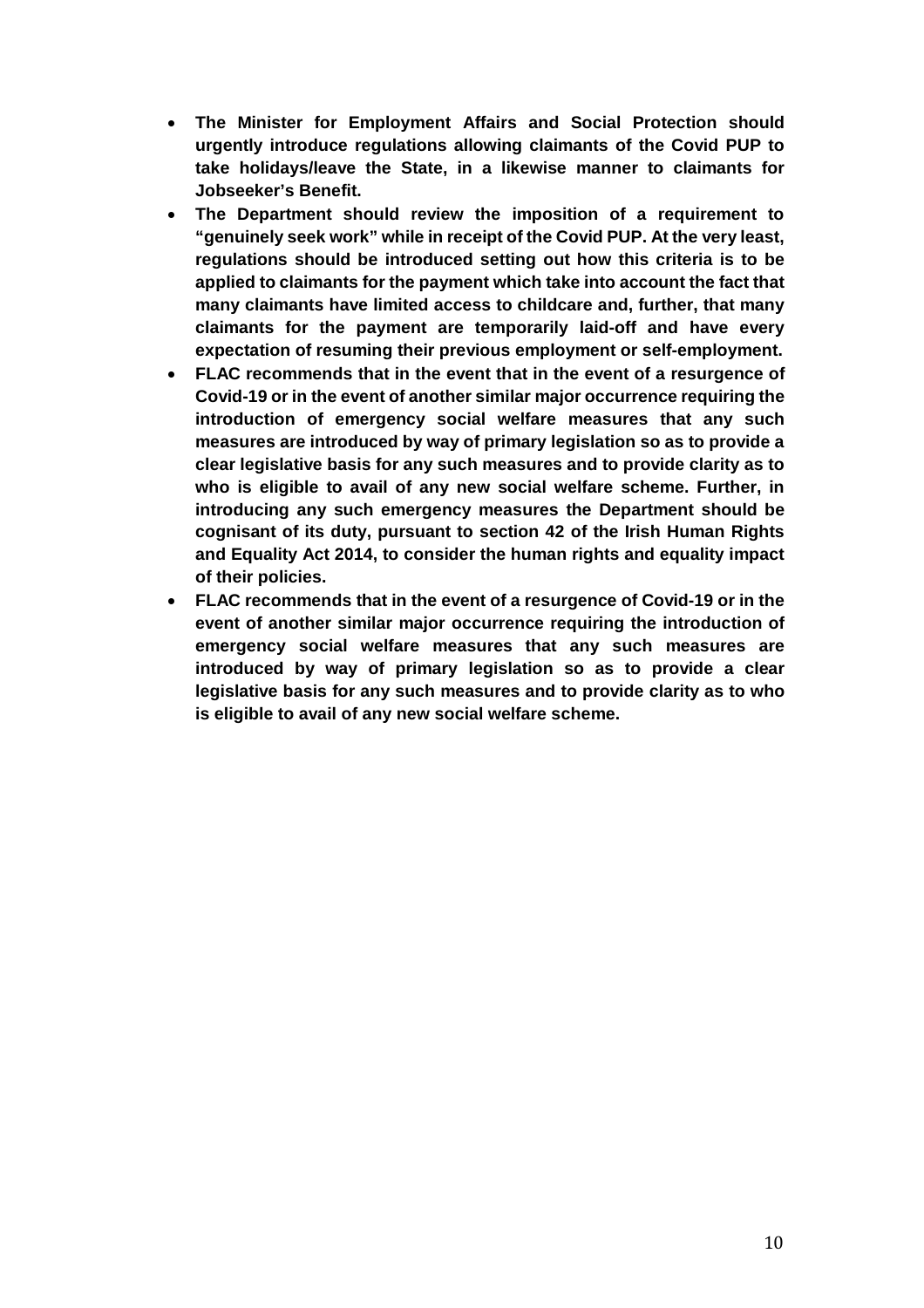- **The Minister for Employment Affairs and Social Protection should urgently introduce regulations allowing claimants of the Covid PUP to take holidays/leave the State, in a likewise manner to claimants for Jobseeker's Benefit.**
- **The Department should review the imposition of a requirement to "genuinely seek work" while in receipt of the Covid PUP. At the very least, regulations should be introduced setting out how this criteria is to be applied to claimants for the payment which take into account the fact that many claimants have limited access to childcare and, further, that many claimants for the payment are temporarily laid-off and have every expectation of resuming their previous employment or self-employment.**
- **FLAC recommends that in the event that in the event of a resurgence of Covid-19 or in the event of another similar major occurrence requiring the introduction of emergency social welfare measures that any such measures are introduced by way of primary legislation so as to provide a clear legislative basis for any such measures and to provide clarity as to who is eligible to avail of any new social welfare scheme. Further, in introducing any such emergency measures the Department should be cognisant of its duty, pursuant to section 42 of the Irish Human Rights and Equality Act 2014, to consider the human rights and equality impact of their policies.**
- **FLAC recommends that in the event of a resurgence of Covid-19 or in the event of another similar major occurrence requiring the introduction of emergency social welfare measures that any such measures are introduced by way of primary legislation so as to provide a clear legislative basis for any such measures and to provide clarity as to who is eligible to avail of any new social welfare scheme.**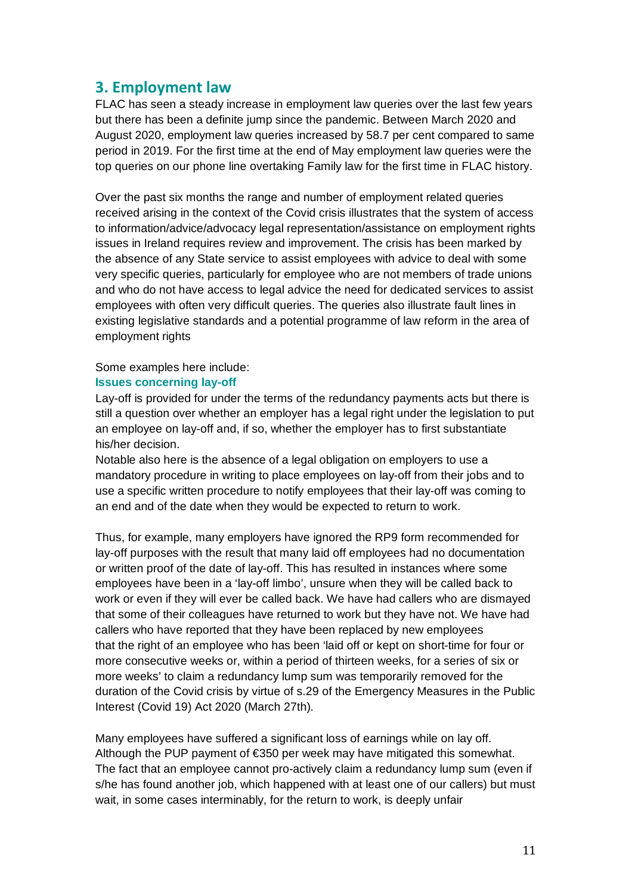## 3. Employment law

FLAC has seen a steady increase in employment law queries over the last few years but there has been a definite jump since the pandemic. Between March 2020 and August 2020, employment law queries increased by 58.7 per cent compared to same period in 2019. For the first time at the end of May employment law queries were the top queries on our phone line overtaking Family law for the first time in FLAC history.

Over the past six months the range and number of employment related queries received arising in the context of the Covid crisis illustrates that the system of access to information/advice/advocacy legal representation/assistance on employment rights issues in Ireland requires review and improvement. The crisis has been marked by the absence of any State service to assist employees with advice to deal with some very specific queries, particularly for employee who are not members of trade unions and who do not have access to legal advice the need for dedicated services to assist employees with often very difficult queries. The queries also illustrate fault lines in existing legislative standards and a potential programme of law reform in the area of employment rights

Some examples here include:

#### Issues concerning lay-off

Lay-off is provided for under the terms of the redundancy payments acts but there is still a question over whether an employer has a legal right under the legislation to put an employee on lay-off and, if so, whether the employer has to first substantiate his/her decision.

Notable also here is the absence of a legal obligation on employers to use a mandatory procedure in writing to place employees on lay-off from their jobs and to use a specific written procedure to notify employees that their lay-off was coming to an end and of the date when they would be expected to return to work.

Thus, for example, many employers have ignored the RP9 form recommended for lay-off purposes with the result that many laid off employees had no documentation or written proof of the date of lay-off. This has resulted in instances where some employees have been in a 'lay-off limbo', unsure when they will be called back to work or even if they will ever be called back. We have had callers who are dismayed that some of their colleagues have returned to work but they have not. We have had callers who have reported that they have been replaced by new employees that the right of an employee who has been 'laid off or kept on short-time for four or more consecutive weeks or, within a period of thirteen weeks, for a series of six or more weeks' to claim a redundancy lump sum was temporarily removed for the duration of the Covid crisis by virtue of s.29 of the Emergency Measures in the Public Interest (Covid 19) Act 2020 (March 27th).

Many employees have suffered a significant loss of earnings while on lay off. Although the PUP payment of €350 per week may have mitigated this somewhat. The fact that an employee cannot pro-actively claim a redundancy lump sum (even if s/he has found another job, which happened with at least one of our callers) but must wait, in some cases interminably, for the return to work, is deeply unfair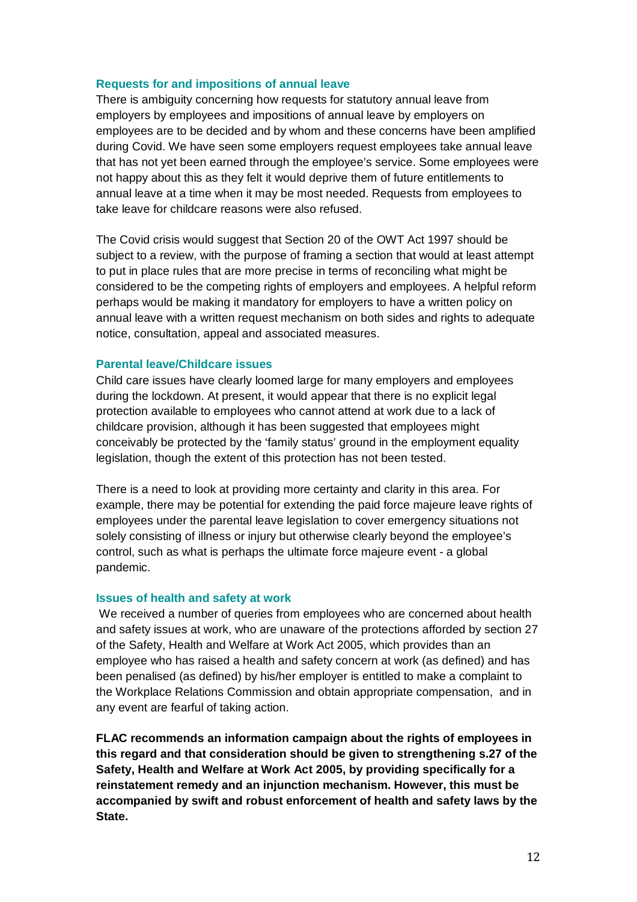### Requests for and impositions of annual leave

There is ambiguity concerning how requests for statutory annual leave from employers by employees and impositions of annual leave by employers on employees are to be decided and by whom and these concerns have been amplified during Covid. We have seen some employers request employees take annual leave that has not yet been earned through the employee's service. Some employees were not happy about this as they felt it would deprive them of future entitlements to annual leave at a time when it may be most needed. Requests from employees to take leave for childcare reasons were also refused.

The Covid crisis would suggest that Section 20 of the OWT Act 1997 should be subject to a review, with the purpose of framing a section that would at least attempt to put in place rules that are more precise in terms of reconciling what might be considered to be the competing rights of employers and employees. A helpful reform perhaps would be making it mandatory for employers to have a written policy on annual leave with a written request mechanism on both sides and rights to adequate notice, consultation, appeal and associated measures.

### Parental leave/Childcare issues

Child care issues have clearly loomed large for many employers and employees during the lockdown. At present, it would appear that there is no explicit legal protection available to employees who cannot attend at work due to a lack of childcare provision, although it has been suggested that employees might conceivably be protected by the 'family status' ground in the employment equality legislation, though the extent of this protection has not been tested.

There is a need to look at providing more certainty and clarity in this area. For example, there may be potential for extending the paid force majeure leave rights of employees under the parental leave legislation to cover emergency situations not solely consisting of illness or injury but otherwise clearly beyond the employee's control, such as what is perhaps the ultimate force majeure event - a global pandemic.

### Issues of health and safety at work

We received a number of queries from employees who are concerned about health and safety issues at work, who are unaware of the protections afforded by section 27 of the Safety, Health and Welfare at Work Act 2005, which provides than an employee who has raised a health and safety concern at work (as defined) and has been penalised (as defined) by his/her employer is entitled to make a complaint to the Workplace Relations Commission and obtain appropriate compensation, and in any event are fearful of taking action.

**FLAC recommends an information campaign about the rights of employees in this regard and that consideration should be given to strengthening s.27 of the Safety, Health and Welfare at Work Act 2005, by providing specifically for a reinstatement remedy and an injunction mechanism. However, this must be accompanied by swift and robust enforcement of health and safety laws by the State.**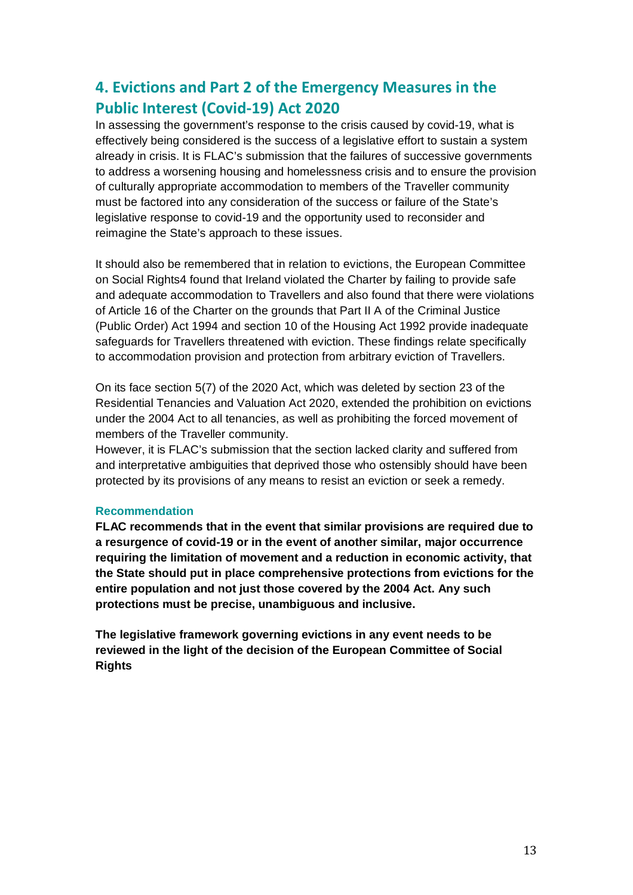## 4. Evictions and Part 2 of the Emergency Measures in the Public Interest (Covid-19) Act 2020

In assessing the government's response to the crisis caused by covid-19, what is effectively being considered is the success of a legislative effort to sustain a system already in crisis. It is FLAC's submission that the failures of successive governments to address a worsening housing and homelessness crisis and to ensure the provision of culturally appropriate accommodation to members of the Traveller community must be factored into any consideration of the success or failure of the State's legislative response to covid-19 and the opportunity used to reconsider and reimagine the State's approach to these issues.

It should also be remembered that in relation to evictions, the European Committee on Social Rights[4] found that Ireland violated the Charter by failing to provide safe and adequate accommodation to Travellers and also found that there were violations of Article 16 of the Charter on the grounds that Part II A of the Criminal Justice (Public Order) Act 1994 and section 10 of the Housing Act 1992 provide inadequate safeguards for Travellers threatened with eviction. These findings relate specifically to accommodation provision and protection from arbitrary eviction of Travellers.

On its face section 5(7) of the 2020 Act, which was deleted by section 23 of the Residential Tenancies and Valuation Act 2020, extended the prohibition on evictions under the 2004 Act to all tenancies, as well as prohibiting the forced movement of members of the Traveller community.
However, it is FLAC's submission that the section lacked clarity and suffered from and interpretative ambiguities that deprived those who ostensibly should have been protected by its provisions of any means to resist an eviction or seek a remedy.

#### Recommendation

**FLAC recommends that in the event that similar provisions are required due to a resurgence of covid-19 or in the event of another similar, major occurrence requiring the limitation of movement and a reduction in economic activity, that the State should put in place comprehensive protections from evictions for the entire population and not just those covered by the 2004 Act. Any such protections must be precise, unambiguous and inclusive.**

**The legislative framework governing evictions in any event needs to be reviewed in the light of the decision of the European Committee of Social Rights**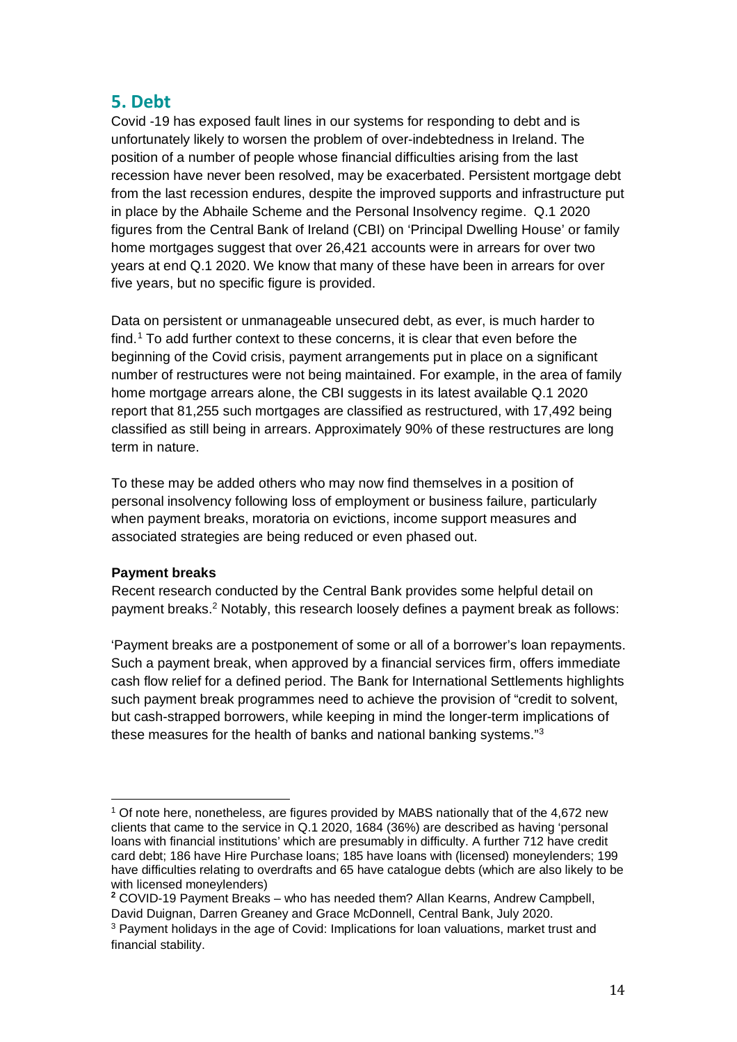## 5. Debt

Covid -19 has exposed fault lines in our systems for responding to debt and is unfortunately likely to worsen the problem of over-indebtedness in Ireland. The position of a number of people whose financial difficulties arising from the last recession have never been resolved, may be exacerbated. Persistent mortgage debt from the last recession endures, despite the improved supports and infrastructure put in place by the Abhaile Scheme and the Personal Insolvency regime. Q.1 2020 figures from the Central Bank of Ireland (CBI) on 'Principal Dwelling House' or family home mortgages suggest that over 26,421 accounts were in arrears for over two years at end Q.1 2020. We know that many of these have been in arrears for over five years, but no specific figure is provided.

Data on persistent or unmanageable unsecured debt, as ever, is much harder to find.[1] To add further context to these concerns, it is clear that even before the beginning of the Covid crisis, payment arrangements put in place on a significant number of restructures were not being maintained. For example, in the area of family home mortgage arrears alone, the CBI suggests in its latest available Q.1 2020 report that 81,255 such mortgages are classified as restructured, with 17,492 being classified as still being in arrears. Approximately 90% of these restructures are long term in nature.

To these may be added others who may now find themselves in a position of personal insolvency following loss of employment or business failure, particularly when payment breaks, moratoria on evictions, income support measures and associated strategies are being reduced or even phased out.

**Payment breaks**

Recent research conducted by the Central Bank provides some helpful detail on payment breaks.[2] Notably, this research loosely defines a payment break as follows:

'Payment breaks are a postponement of some or all of a borrower's loan repayments. Such a payment break, when approved by a financial services firm, offers immediate cash flow relief for a defined period. The Bank for International Settlements highlights such payment break programmes need to achieve the provision of "credit to solvent, but cash-strapped borrowers, while keeping in mind the longer-term implications of these measures for the health of banks and national banking systems."[3]

---

[1] Of note here, nonetheless, are figures provided by MABS nationally that of the 4,672 new clients that came to the service in Q.1 2020, 1684 (36%) are described as having 'personal loans with financial institutions' which are presumably in difficulty. A further 712 have credit card debt; 186 have Hire Purchase loans; 185 have loans with (licensed) moneylenders; 199 have difficulties relating to overdrafts and 65 have catalogue debts (which are also likely to be with licensed moneylenders)

[2] COVID-19 Payment Breaks – who has needed them? Allan Kearns, Andrew Campbell, David Duignan, Darren Greaney and Grace McDonnell, Central Bank, July 2020.

[3] Payment holidays in the age of Covid: Implications for loan valuations, market trust and financial stability.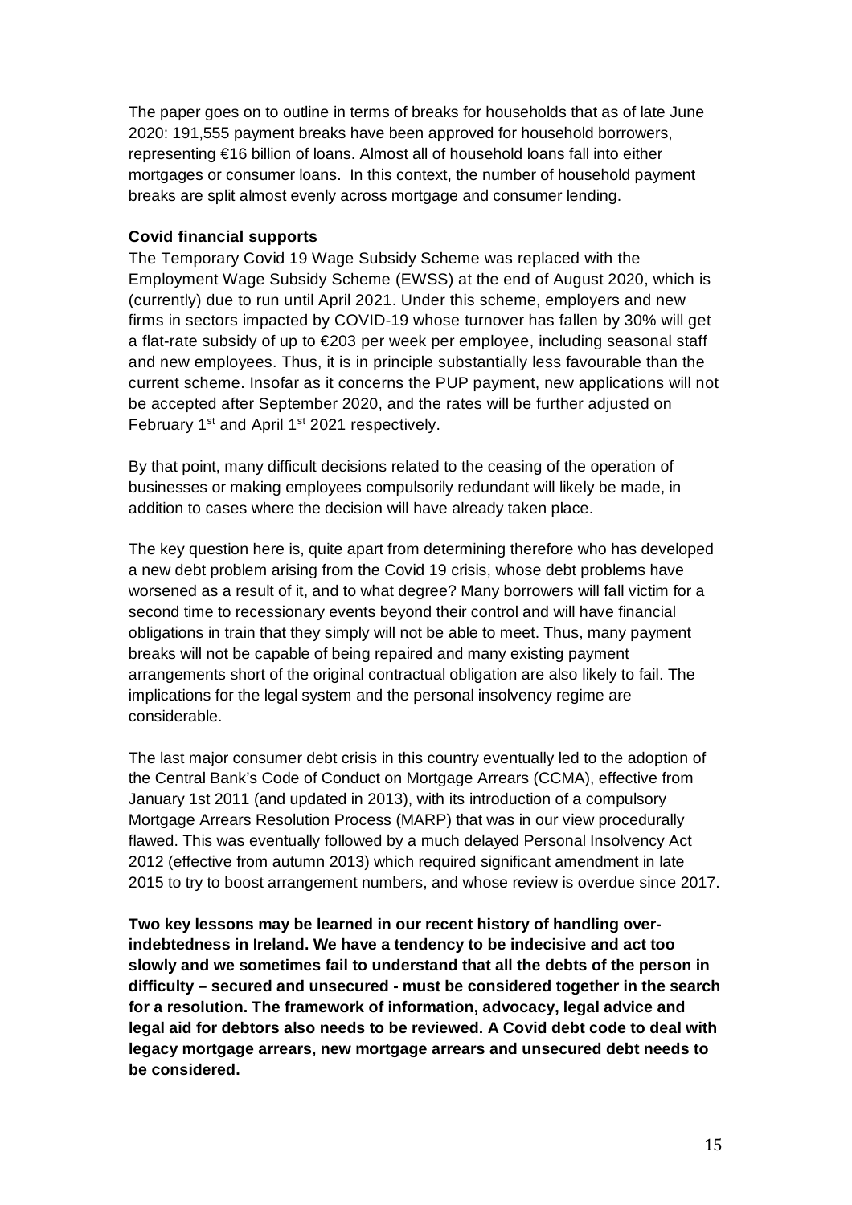The paper goes on to outline in terms of breaks for households that as of late June 2020: 191,555 payment breaks have been approved for household borrowers, representing €16 billion of loans. Almost all of household loans fall into either mortgages or consumer loans. In this context, the number of household payment breaks are split almost evenly across mortgage and consumer lending.

**Covid financial supports**

The Temporary Covid 19 Wage Subsidy Scheme was replaced with the Employment Wage Subsidy Scheme (EWSS) at the end of August 2020, which is (currently) due to run until April 2021. Under this scheme, employers and new firms in sectors impacted by COVID-19 whose turnover has fallen by 30% will get a flat-rate subsidy of up to €203 per week per employee, including seasonal staff and new employees. Thus, it is in principle substantially less favourable than the current scheme. Insofar as it concerns the PUP payment, new applications will not be accepted after September 2020, and the rates will be further adjusted on February 1st and April 1st 2021 respectively.

By that point, many difficult decisions related to the ceasing of the operation of businesses or making employees compulsorily redundant will likely be made, in addition to cases where the decision will have already taken place.

The key question here is, quite apart from determining therefore who has developed a new debt problem arising from the Covid 19 crisis, whose debt problems have worsened as a result of it, and to what degree? Many borrowers will fall victim for a second time to recessionary events beyond their control and will have financial obligations in train that they simply will not be able to meet. Thus, many payment breaks will not be capable of being repaired and many existing payment arrangements short of the original contractual obligation are also likely to fail. The implications for the legal system and the personal insolvency regime are considerable.

The last major consumer debt crisis in this country eventually led to the adoption of the Central Bank's Code of Conduct on Mortgage Arrears (CCMA), effective from January 1st 2011 (and updated in 2013), with its introduction of a compulsory Mortgage Arrears Resolution Process (MARP) that was in our view procedurally flawed. This was eventually followed by a much delayed Personal Insolvency Act 2012 (effective from autumn 2013) which required significant amendment in late 2015 to try to boost arrangement numbers, and whose review is overdue since 2017.

**Two key lessons may be learned in our recent history of handling over-indebtedness in Ireland. We have a tendency to be indecisive and act too slowly and we sometimes fail to understand that all the debts of the person in difficulty – secured and unsecured - must be considered together in the search for a resolution. The framework of information, advocacy, legal advice and legal aid for debtors also needs to be reviewed. A Covid debt code to deal with legacy mortgage arrears, new mortgage arrears and unsecured debt needs to be considered.**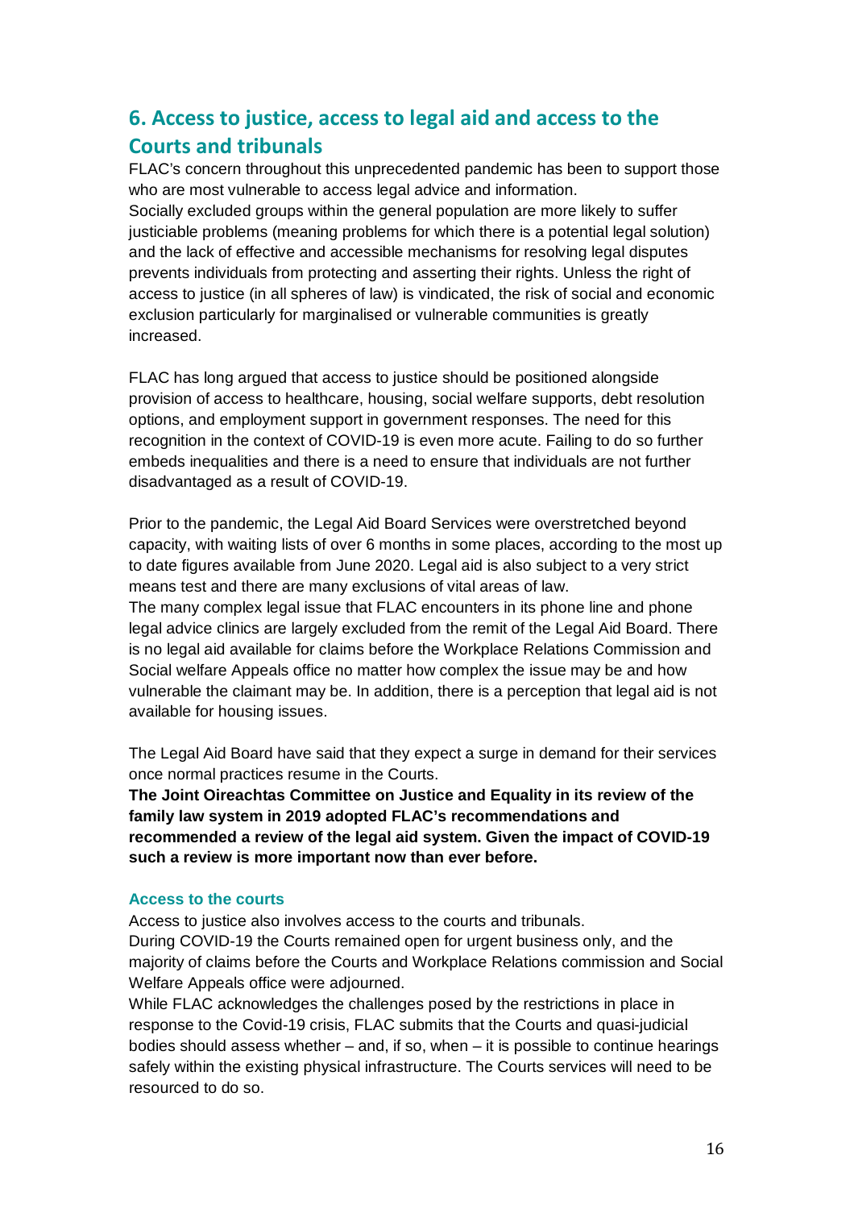## 6. Access to justice, access to legal aid and access to the Courts and tribunals

FLAC's concern throughout this unprecedented pandemic has been to support those who are most vulnerable to access legal advice and information.

Socially excluded groups within the general population are more likely to suffer justiciable problems (meaning problems for which there is a potential legal solution) and the lack of effective and accessible mechanisms for resolving legal disputes prevents individuals from protecting and asserting their rights. Unless the right of access to justice (in all spheres of law) is vindicated, the risk of social and economic exclusion particularly for marginalised or vulnerable communities is greatly increased.

FLAC has long argued that access to justice should be positioned alongside provision of access to healthcare, housing, social welfare supports, debt resolution options, and employment support in government responses. The need for this recognition in the context of COVID-19 is even more acute. Failing to do so further embeds inequalities and there is a need to ensure that individuals are not further disadvantaged as a result of COVID-19.

Prior to the pandemic, the Legal Aid Board Services were overstretched beyond capacity, with waiting lists of over 6 months in some places, according to the most up to date figures available from June 2020. Legal aid is also subject to a very strict means test and there are many exclusions of vital areas of law.

The many complex legal issue that FLAC encounters in its phone line and phone legal advice clinics are largely excluded from the remit of the Legal Aid Board. There is no legal aid available for claims before the Workplace Relations Commission and Social welfare Appeals office no matter how complex the issue may be and how vulnerable the claimant may be. In addition, there is a perception that legal aid is not available for housing issues.

The Legal Aid Board have said that they expect a surge in demand for their services once normal practices resume in the Courts.

**The Joint Oireachtas Committee on Justice and Equality in its review of the family law system in 2019 adopted FLAC's recommendations and recommended a review of the legal aid system. Given the impact of COVID-19 such a review is more important now than ever before.**

### Access to the courts

Access to justice also involves access to the courts and tribunals.

During COVID-19 the Courts remained open for urgent business only, and the majority of claims before the Courts and Workplace Relations commission and Social Welfare Appeals office were adjourned.

While FLAC acknowledges the challenges posed by the restrictions in place in response to the Covid-19 crisis, FLAC submits that the Courts and quasi-judicial bodies should assess whether – and, if so, when – it is possible to continue hearings safely within the existing physical infrastructure. The Courts services will need to be resourced to do so.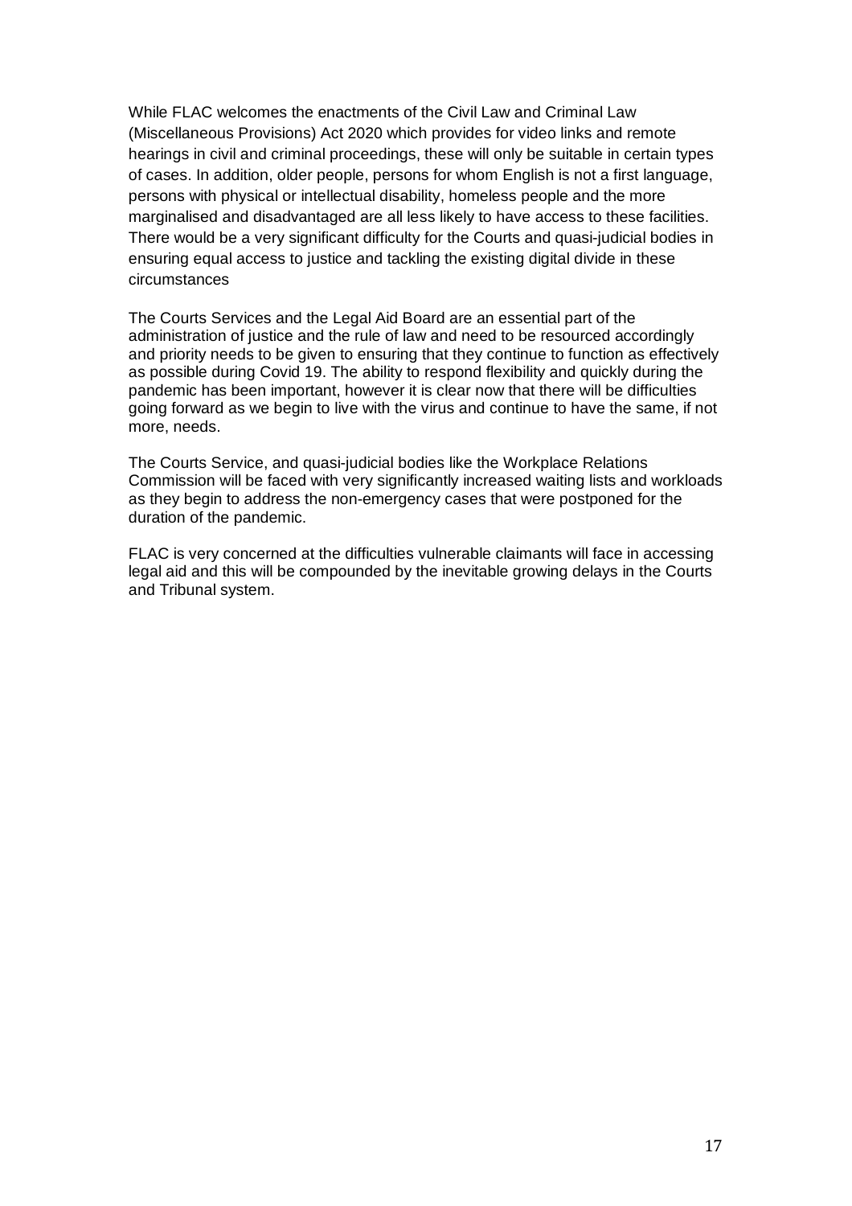While FLAC welcomes the enactments of the Civil Law and Criminal Law (Miscellaneous Provisions) Act 2020 which provides for video links and remote hearings in civil and criminal proceedings, these will only be suitable in certain types of cases. In addition, older people, persons for whom English is not a first language, persons with physical or intellectual disability, homeless people and the more marginalised and disadvantaged are all less likely to have access to these facilities. There would be a very significant difficulty for the Courts and quasi-judicial bodies in ensuring equal access to justice and tackling the existing digital divide in these circumstances

The Courts Services and the Legal Aid Board are an essential part of the administration of justice and the rule of law and need to be resourced accordingly and priority needs to be given to ensuring that they continue to function as effectively as possible during Covid 19. The ability to respond flexibility and quickly during the pandemic has been important, however it is clear now that there will be difficulties going forward as we begin to live with the virus and continue to have the same, if not more, needs.

The Courts Service, and quasi-judicial bodies like the Workplace Relations Commission will be faced with very significantly increased waiting lists and workloads as they begin to address the non-emergency cases that were postponed for the duration of the pandemic.

FLAC is very concerned at the difficulties vulnerable claimants will face in accessing legal aid and this will be compounded by the inevitable growing delays in the Courts and Tribunal system.